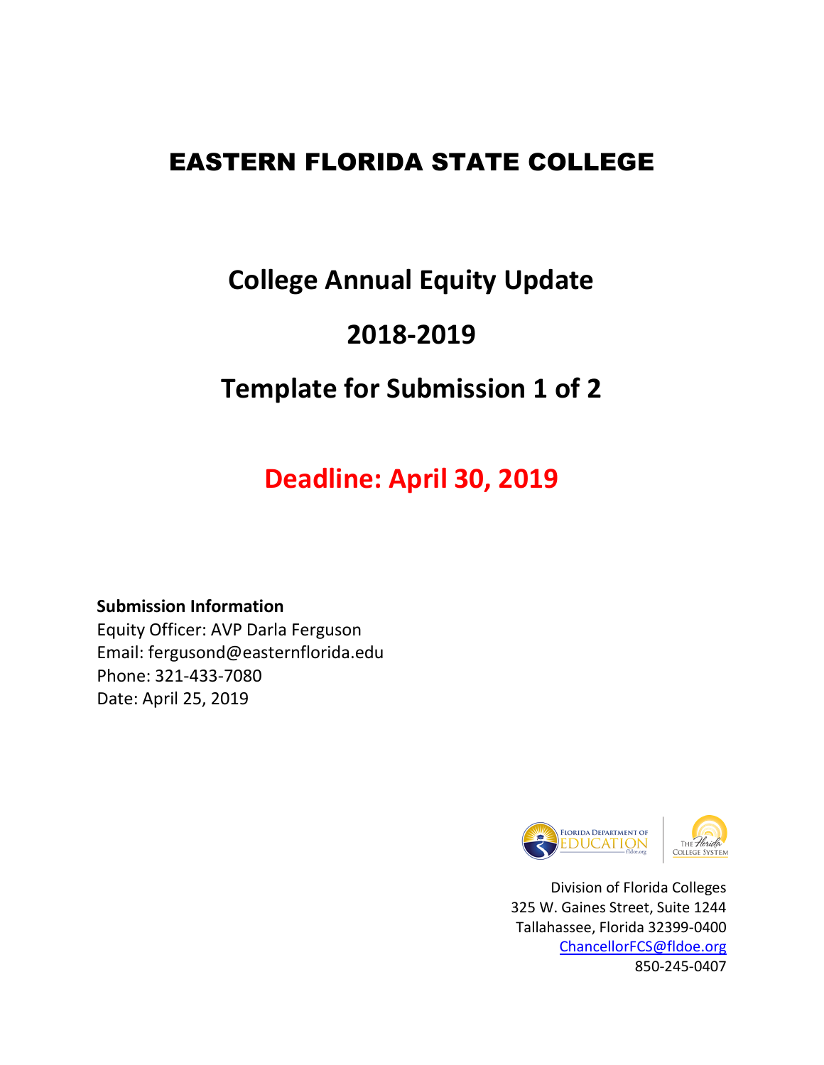# EASTERN FLORIDA STATE COLLEGE

## College Annual Equity Update

## 2018-2019

## Template for Submission 1 of 2

**Deadline: April 30, 2019**

**Submission Information**
Equity Officer: AVP Darla Ferguson
Email: fergusond@easternflorida.edu
Phone: 321-433-7080
Date: April 25, 2019

Division of Florida Colleges
325 W. Gaines Street, Suite 1244
Tallahassee, Florida 32399-0400
ChancellorFCS@fldoe.org
850-245-0407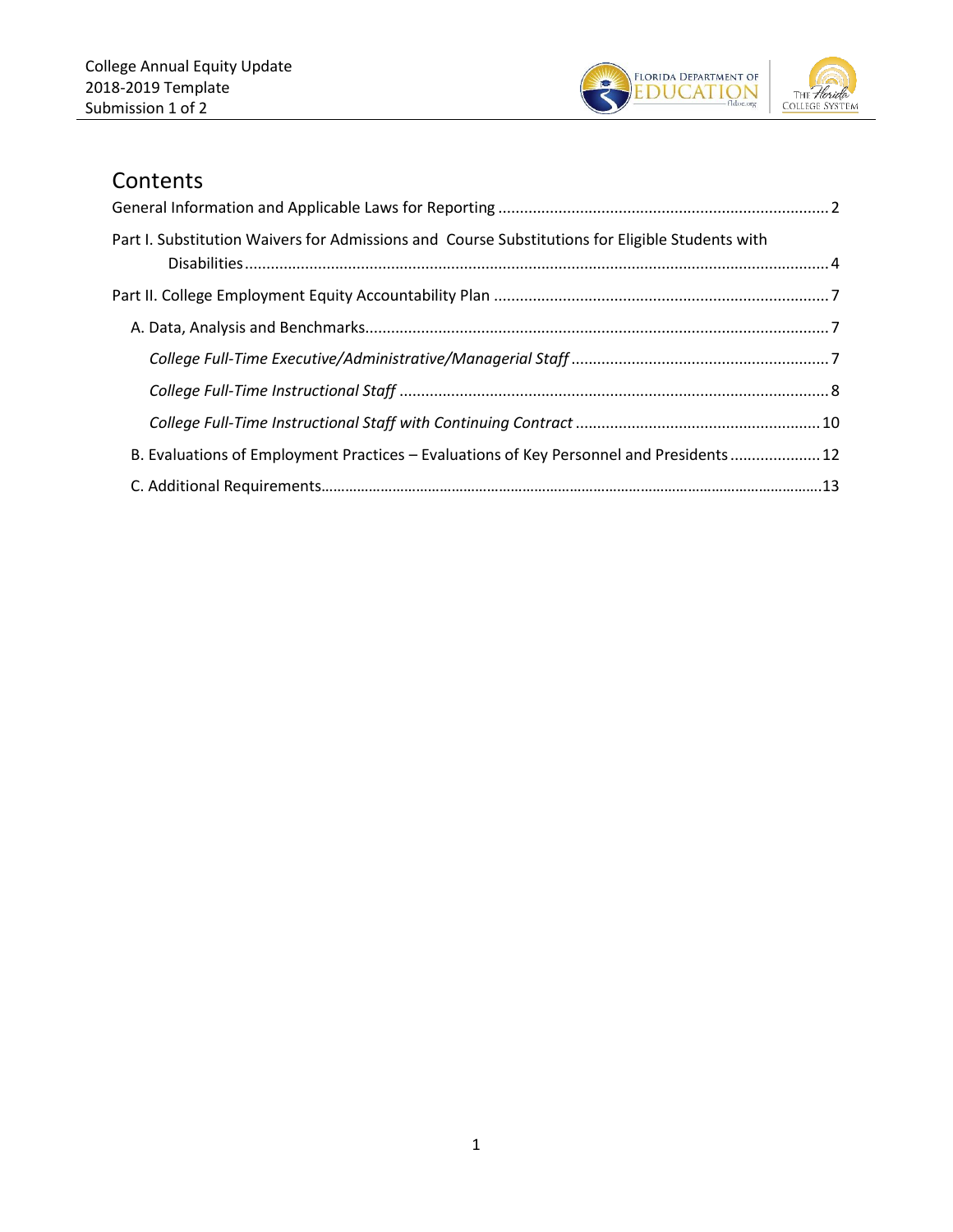## Contents

General Information and Applicable Laws for Reporting ........ 2

Part I. Substitution Waivers for Admissions and Course Substitutions for Eligible Students with Disabilities ........ 4

Part II. College Employment Equity Accountability Plan ........ 7

- A. Data, Analysis and Benchmarks ........ 7
  - *College Full-Time Executive/Administrative/Managerial Staff* ........ 7
  - *College Full-Time Instructional Staff* ........ 8
  - *College Full-Time Instructional Staff with Continuing Contract* ........ 10
- B. Evaluations of Employment Practices – Evaluations of Key Personnel and Presidents ........ 12
- C. Additional Requirements ........ 13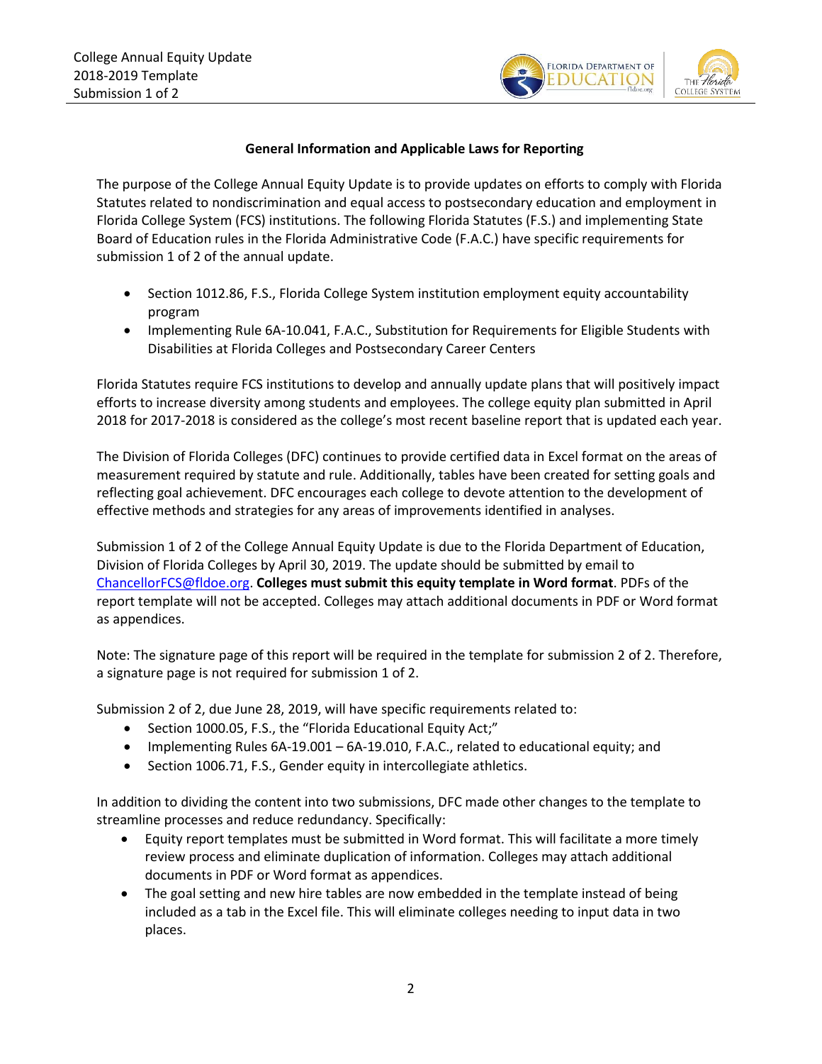## General Information and Applicable Laws for Reporting

The purpose of the College Annual Equity Update is to provide updates on efforts to comply with Florida Statutes related to nondiscrimination and equal access to postsecondary education and employment in Florida College System (FCS) institutions. The following Florida Statutes (F.S.) and implementing State Board of Education rules in the Florida Administrative Code (F.A.C.) have specific requirements for submission 1 of 2 of the annual update.

- Section 1012.86, F.S., Florida College System institution employment equity accountability program
- Implementing Rule 6A-10.041, F.A.C., Substitution for Requirements for Eligible Students with Disabilities at Florida Colleges and Postsecondary Career Centers

Florida Statutes require FCS institutions to develop and annually update plans that will positively impact efforts to increase diversity among students and employees. The college equity plan submitted in April 2018 for 2017-2018 is considered as the college's most recent baseline report that is updated each year.

The Division of Florida Colleges (DFC) continues to provide certified data in Excel format on the areas of measurement required by statute and rule. Additionally, tables have been created for setting goals and reflecting goal achievement. DFC encourages each college to devote attention to the development of effective methods and strategies for any areas of improvements identified in analyses.

Submission 1 of 2 of the College Annual Equity Update is due to the Florida Department of Education, Division of Florida Colleges by April 30, 2019. The update should be submitted by email to ChancellorFCS@fldoe.org. **Colleges must submit this equity template in Word format**. PDFs of the report template will not be accepted. Colleges may attach additional documents in PDF or Word format as appendices.

Note: The signature page of this report will be required in the template for submission 2 of 2. Therefore, a signature page is not required for submission 1 of 2.

Submission 2 of 2, due June 28, 2019, will have specific requirements related to:

- Section 1000.05, F.S., the "Florida Educational Equity Act;"
- Implementing Rules 6A-19.001 – 6A-19.010, F.A.C., related to educational equity; and
- Section 1006.71, F.S., Gender equity in intercollegiate athletics.

In addition to dividing the content into two submissions, DFC made other changes to the template to streamline processes and reduce redundancy. Specifically:

- Equity report templates must be submitted in Word format. This will facilitate a more timely review process and eliminate duplication of information. Colleges may attach additional documents in PDF or Word format as appendices.
- The goal setting and new hire tables are now embedded in the template instead of being included as a tab in the Excel file. This will eliminate colleges needing to input data in two places.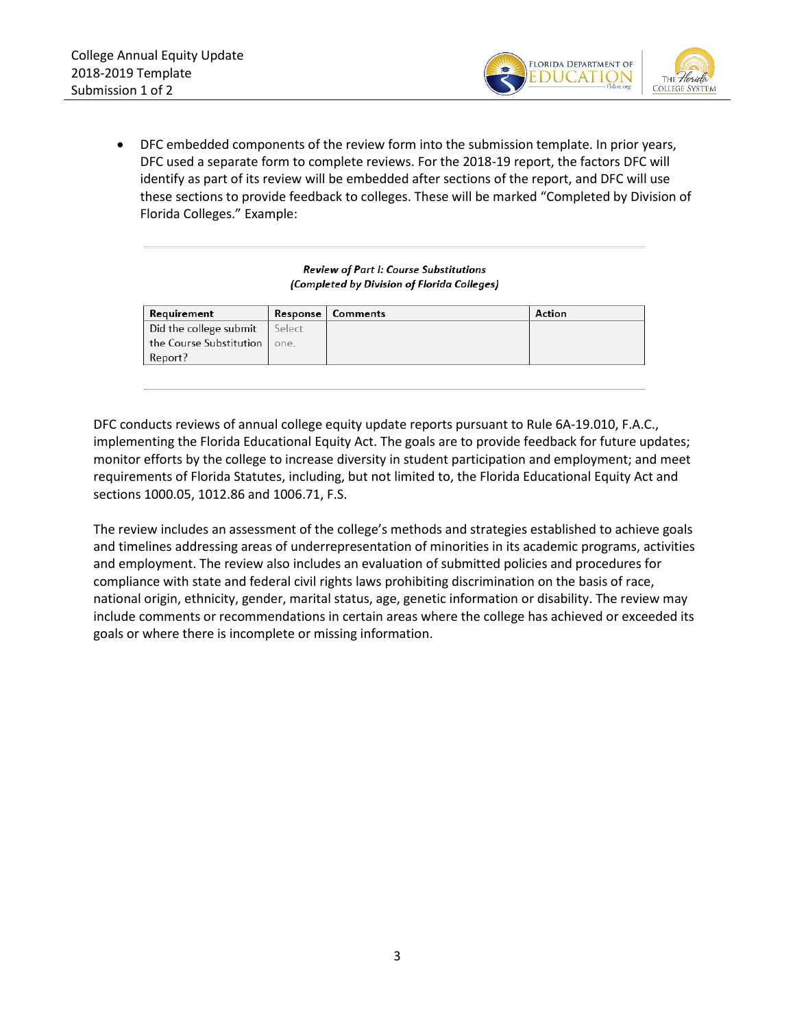- DFC embedded components of the review form into the submission template. In prior years, DFC used a separate form to complete reviews. For the 2018-19 report, the factors DFC will identify as part of its review will be embedded after sections of the report, and DFC will use these sections to provide feedback to colleges. These will be marked "Completed by Division of Florida Colleges." Example:

***Review of Part I: Course Substitutions***
***(Completed by Division of Florida Colleges)***

| Requirement | Response | Comments | Action |
|---|---|---|---|
| Did the college submit the Course Substitution Report? | Select one. | | |

DFC conducts reviews of annual college equity update reports pursuant to Rule 6A-19.010, F.A.C., implementing the Florida Educational Equity Act. The goals are to provide feedback for future updates; monitor efforts by the college to increase diversity in student participation and employment; and meet requirements of Florida Statutes, including, but not limited to, the Florida Educational Equity Act and sections 1000.05, 1012.86 and 1006.71, F.S.

The review includes an assessment of the college's methods and strategies established to achieve goals and timelines addressing areas of underrepresentation of minorities in its academic programs, activities and employment. The review also includes an evaluation of submitted policies and procedures for compliance with state and federal civil rights laws prohibiting discrimination on the basis of race, national origin, ethnicity, gender, marital status, age, genetic information or disability. The review may include comments or recommendations in certain areas where the college has achieved or exceeded its goals or where there is incomplete or missing information.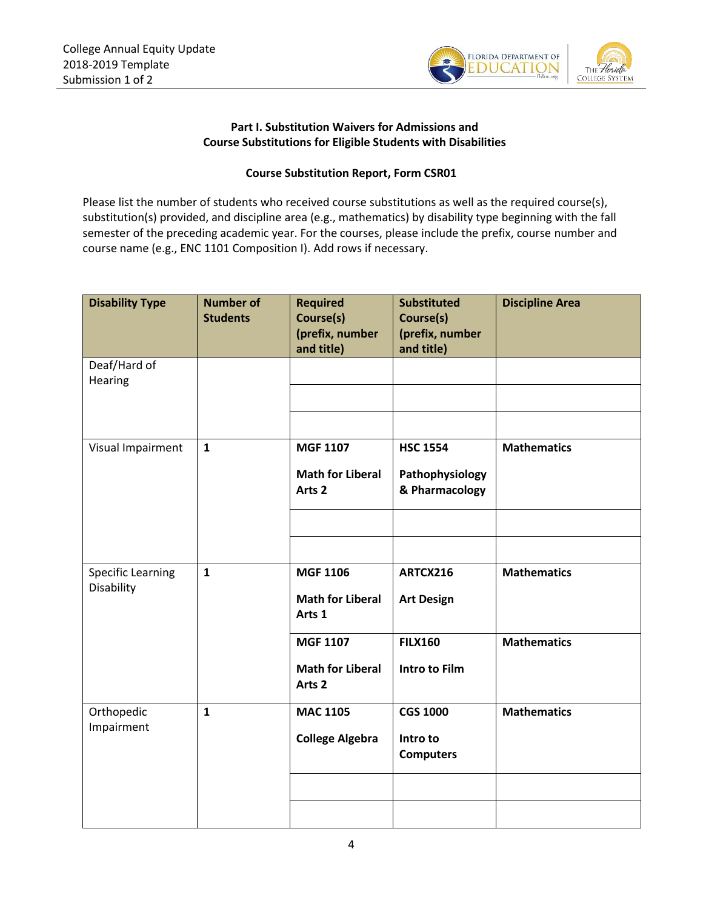**Part I. Substitution Waivers for Admissions and Course Substitutions for Eligible Students with Disabilities**

**Course Substitution Report, Form CSR01**

Please list the number of students who received course substitutions as well as the required course(s), substitution(s) provided, and discipline area (e.g., mathematics) by disability type beginning with the fall semester of the preceding academic year. For the courses, please include the prefix, course number and course name (e.g., ENC 1101 Composition I). Add rows if necessary.

| Disability Type | Number of Students | Required Course(s) (prefix, number and title) | Substituted Course(s) (prefix, number and title) | Discipline Area |
|---|---|---|---|---|
| Deaf/Hard of Hearing | | | | |
| | | | | |
| | | | | |
| Visual Impairment | **1** | **MGF 1107 Math for Liberal Arts 2** | **HSC 1554 Pathophysiology & Pharmacology** | **Mathematics** |
| | | | | |
| | | | | |
| Specific Learning Disability | **1** | **MGF 1106 Math for Liberal Arts 1** | **ARTCX216 Art Design** | **Mathematics** |
| | | **MGF 1107 Math for Liberal Arts 2** | **FILX160 Intro to Film** | **Mathematics** |
| Orthopedic Impairment | **1** | **MAC 1105 College Algebra** | **CGS 1000 Intro to Computers** | **Mathematics** |
| | | | | |
| | | | | |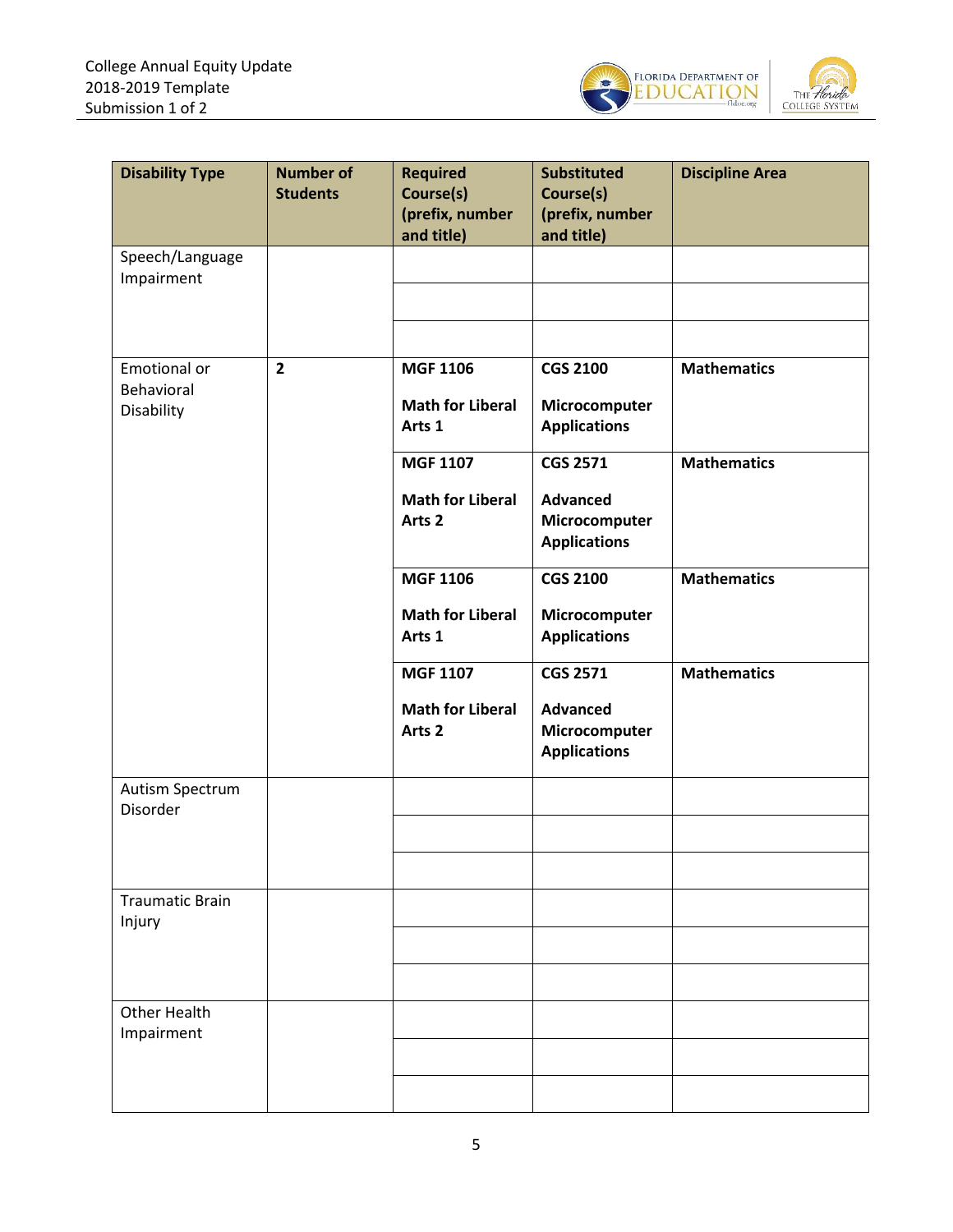| Disability Type | Number of Students | Required Course(s) (prefix, number and title) | Substituted Course(s) (prefix, number and title) | Discipline Area |
|---|---|---|---|---|
| Speech/Language Impairment | | | | |
| | | | | |
| | | | | |
| Emotional or Behavioral Disability | **2** | **MGF 1106 Math for Liberal Arts 1** | **CGS 2100 Microcomputer Applications** | **Mathematics** |
| | | **MGF 1107 Math for Liberal Arts 2** | **CGS 2571 Advanced Microcomputer Applications** | **Mathematics** |
| | | **MGF 1106 Math for Liberal Arts 1** | **CGS 2100 Microcomputer Applications** | **Mathematics** |
| | | **MGF 1107 Math for Liberal Arts 2** | **CGS 2571 Advanced Microcomputer Applications** | **Mathematics** |
| Autism Spectrum Disorder | | | | |
| | | | | |
| | | | | |
| Traumatic Brain Injury | | | | |
| | | | | |
| | | | | |
| Other Health Impairment | | | | |
| | | | | |
| | | | | |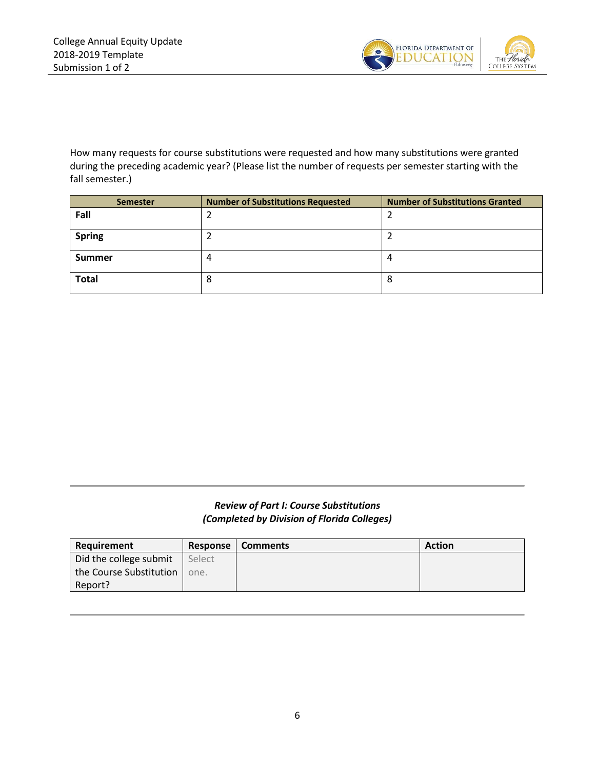How many requests for course substitutions were requested and how many substitutions were granted during the preceding academic year? (Please list the number of requests per semester starting with the fall semester.)

| Semester | Number of Substitutions Requested | Number of Substitutions Granted |
|---|---|---|
| **Fall** | 2 | 2 |
| **Spring** | 2 | 2 |
| **Summer** | 4 | 4 |
| **Total** | 8 | 8 |

***Review of Part I: Course Substitutions***
***(Completed by Division of Florida Colleges)***

| Requirement | Response | Comments | Action |
|---|---|---|---|
| Did the college submit the Course Substitution Report? | Select one. | | |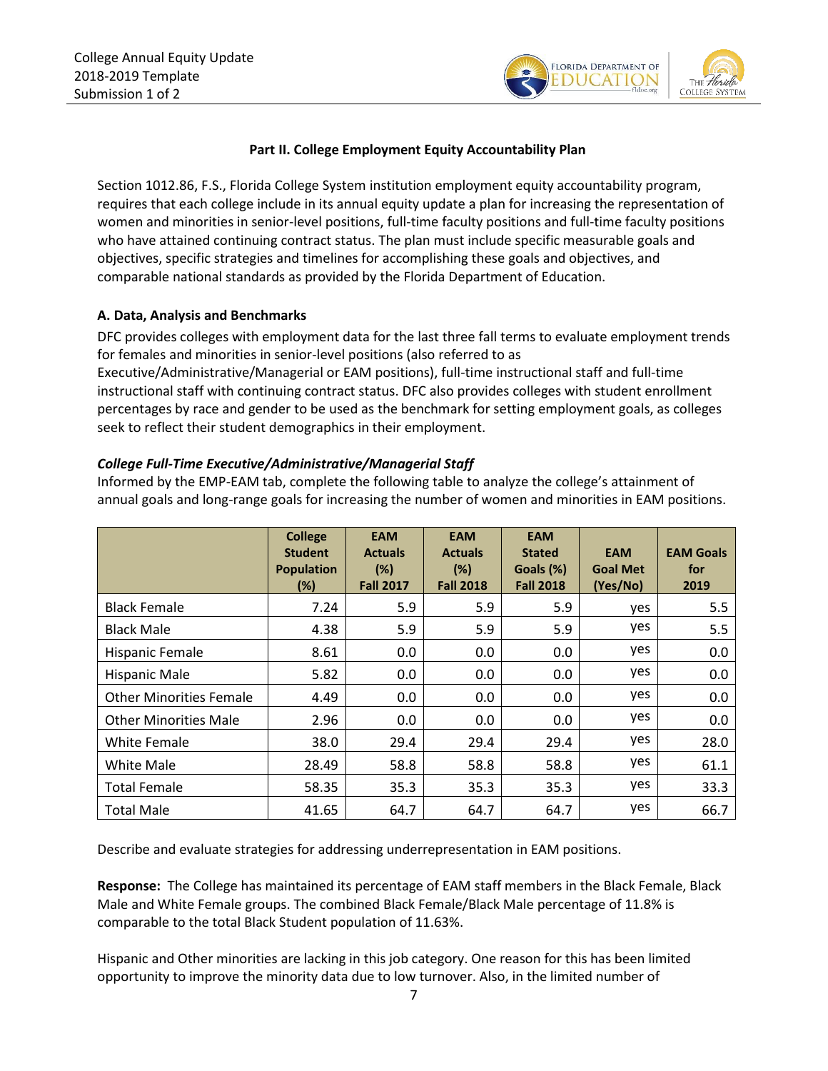## Part II. College Employment Equity Accountability Plan

Section 1012.86, F.S., Florida College System institution employment equity accountability program, requires that each college include in its annual equity update a plan for increasing the representation of women and minorities in senior-level positions, full-time faculty positions and full-time faculty positions who have attained continuing contract status. The plan must include specific measurable goals and objectives, specific strategies and timelines for accomplishing these goals and objectives, and comparable national standards as provided by the Florida Department of Education.

### A. Data, Analysis and Benchmarks

DFC provides colleges with employment data for the last three fall terms to evaluate employment trends for females and minorities in senior-level positions (also referred to as Executive/Administrative/Managerial or EAM positions), full-time instructional staff and full-time instructional staff with continuing contract status. DFC also provides colleges with student enrollment percentages by race and gender to be used as the benchmark for setting employment goals, as colleges seek to reflect their student demographics in their employment.

#### *College Full-Time Executive/Administrative/Managerial Staff*

Informed by the EMP-EAM tab, complete the following table to analyze the college's attainment of annual goals and long-range goals for increasing the number of women and minorities in EAM positions.

| | College Student Population (%) | EAM Actuals (%) Fall 2017 | EAM Actuals (%) Fall 2018 | EAM Stated Goals (%) Fall 2018 | EAM Goal Met (Yes/No) | EAM Goals for 2019 |
|---|---|---|---|---|---|---|
| Black Female | 7.24 | 5.9 | 5.9 | 5.9 | yes | 5.5 |
| Black Male | 4.38 | 5.9 | 5.9 | 5.9 | yes | 5.5 |
| Hispanic Female | 8.61 | 0.0 | 0.0 | 0.0 | yes | 0.0 |
| Hispanic Male | 5.82 | 0.0 | 0.0 | 0.0 | yes | 0.0 |
| Other Minorities Female | 4.49 | 0.0 | 0.0 | 0.0 | yes | 0.0 |
| Other Minorities Male | 2.96 | 0.0 | 0.0 | 0.0 | yes | 0.0 |
| White Female | 38.0 | 29.4 | 29.4 | 29.4 | yes | 28.0 |
| White Male | 28.49 | 58.8 | 58.8 | 58.8 | yes | 61.1 |
| Total Female | 58.35 | 35.3 | 35.3 | 35.3 | yes | 33.3 |
| Total Male | 41.65 | 64.7 | 64.7 | 64.7 | yes | 66.7 |

Describe and evaluate strategies for addressing underrepresentation in EAM positions.

**Response:** The College has maintained its percentage of EAM staff members in the Black Female, Black Male and White Female groups. The combined Black Female/Black Male percentage of 11.8% is comparable to the total Black Student population of 11.63%.

Hispanic and Other minorities are lacking in this job category. One reason for this has been limited opportunity to improve the minority data due to low turnover. Also, in the limited number of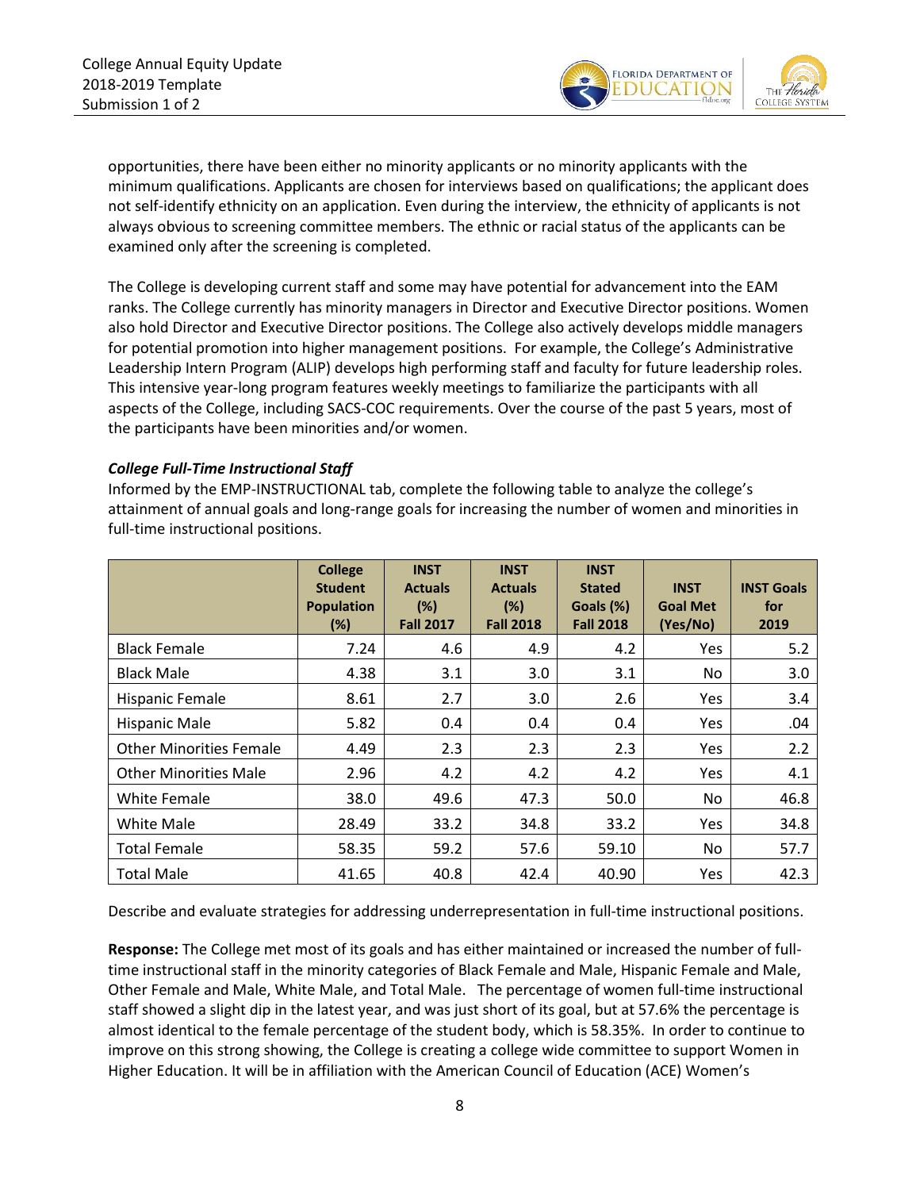opportunities, there have been either no minority applicants or no minority applicants with the minimum qualifications. Applicants are chosen for interviews based on qualifications; the applicant does not self-identify ethnicity on an application. Even during the interview, the ethnicity of applicants is not always obvious to screening committee members. The ethnic or racial status of the applicants can be examined only after the screening is completed.

The College is developing current staff and some may have potential for advancement into the EAM ranks. The College currently has minority managers in Director and Executive Director positions. Women also hold Director and Executive Director positions. The College also actively develops middle managers for potential promotion into higher management positions. For example, the College's Administrative Leadership Intern Program (ALIP) develops high performing staff and faculty for future leadership roles. This intensive year-long program features weekly meetings to familiarize the participants with all aspects of the College, including SACS-COC requirements. Over the course of the past 5 years, most of the participants have been minorities and/or women.

***College Full-Time Instructional Staff***

Informed by the EMP-INSTRUCTIONAL tab, complete the following table to analyze the college's attainment of annual goals and long-range goals for increasing the number of women and minorities in full-time instructional positions.

| | College Student Population (%) | INST Actuals (%) Fall 2017 | INST Actuals (%) Fall 2018 | INST Stated Goals (%) Fall 2018 | INST Goal Met (Yes/No) | INST Goals for 2019 |
|---|---|---|---|---|---|---|
| Black Female | 7.24 | 4.6 | 4.9 | 4.2 | Yes | 5.2 |
| Black Male | 4.38 | 3.1 | 3.0 | 3.1 | No | 3.0 |
| Hispanic Female | 8.61 | 2.7 | 3.0 | 2.6 | Yes | 3.4 |
| Hispanic Male | 5.82 | 0.4 | 0.4 | 0.4 | Yes | .04 |
| Other Minorities Female | 4.49 | 2.3 | 2.3 | 2.3 | Yes | 2.2 |
| Other Minorities Male | 2.96 | 4.2 | 4.2 | 4.2 | Yes | 4.1 |
| White Female | 38.0 | 49.6 | 47.3 | 50.0 | No | 46.8 |
| White Male | 28.49 | 33.2 | 34.8 | 33.2 | Yes | 34.8 |
| Total Female | 58.35 | 59.2 | 57.6 | 59.10 | No | 57.7 |
| Total Male | 41.65 | 40.8 | 42.4 | 40.90 | Yes | 42.3 |

Describe and evaluate strategies for addressing underrepresentation in full-time instructional positions.

**Response:** The College met most of its goals and has either maintained or increased the number of full-time instructional staff in the minority categories of Black Female and Male, Hispanic Female and Male, Other Female and Male, White Male, and Total Male. The percentage of women full-time instructional staff showed a slight dip in the latest year, and was just short of its goal, but at 57.6% the percentage is almost identical to the female percentage of the student body, which is 58.35%. In order to continue to improve on this strong showing, the College is creating a college wide committee to support Women in Higher Education. It will be in affiliation with the American Council of Education (ACE) Women's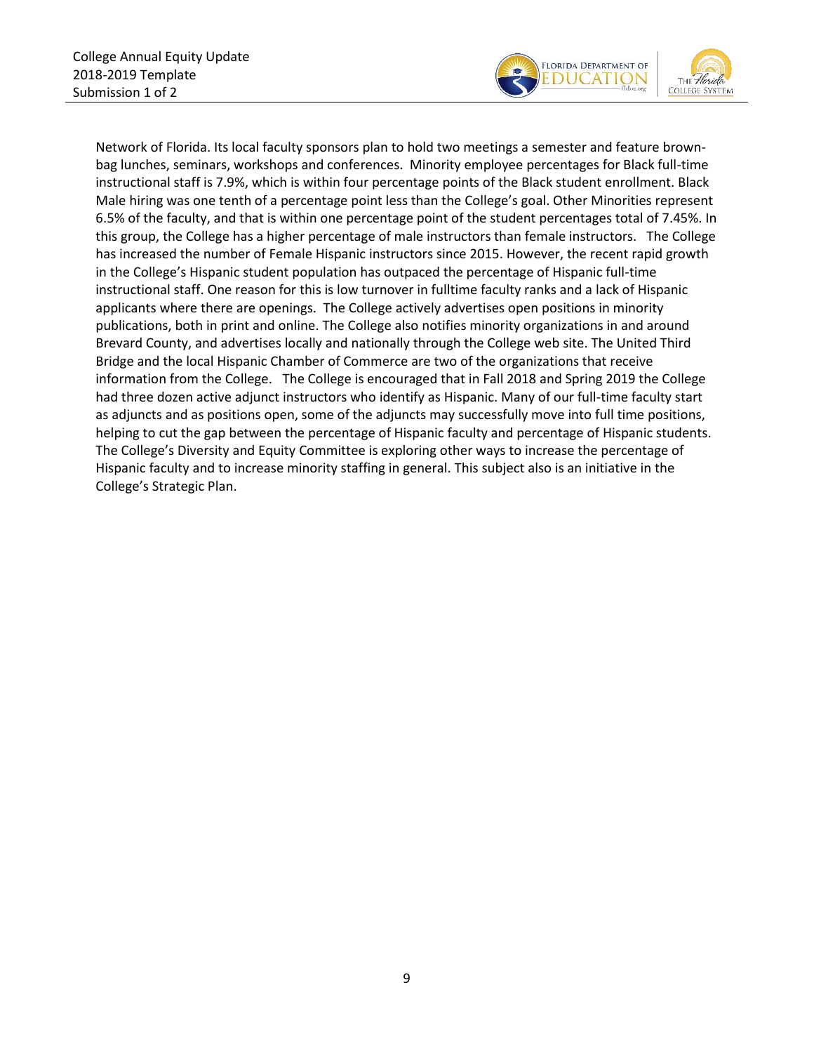Network of Florida. Its local faculty sponsors plan to hold two meetings a semester and feature brown-bag lunches, seminars, workshops and conferences. Minority employee percentages for Black full-time instructional staff is 7.9%, which is within four percentage points of the Black student enrollment. Black Male hiring was one tenth of a percentage point less than the College's goal. Other Minorities represent 6.5% of the faculty, and that is within one percentage point of the student percentages total of 7.45%. In this group, the College has a higher percentage of male instructors than female instructors. The College has increased the number of Female Hispanic instructors since 2015. However, the recent rapid growth in the College's Hispanic student population has outpaced the percentage of Hispanic full-time instructional staff. One reason for this is low turnover in fulltime faculty ranks and a lack of Hispanic applicants where there are openings. The College actively advertises open positions in minority publications, both in print and online. The College also notifies minority organizations in and around Brevard County, and advertises locally and nationally through the College web site. The United Third Bridge and the local Hispanic Chamber of Commerce are two of the organizations that receive information from the College. The College is encouraged that in Fall 2018 and Spring 2019 the College had three dozen active adjunct instructors who identify as Hispanic. Many of our full-time faculty start as adjuncts and as positions open, some of the adjuncts may successfully move into full time positions, helping to cut the gap between the percentage of Hispanic faculty and percentage of Hispanic students. The College's Diversity and Equity Committee is exploring other ways to increase the percentage of Hispanic faculty and to increase minority staffing in general. This subject also is an initiative in the College's Strategic Plan.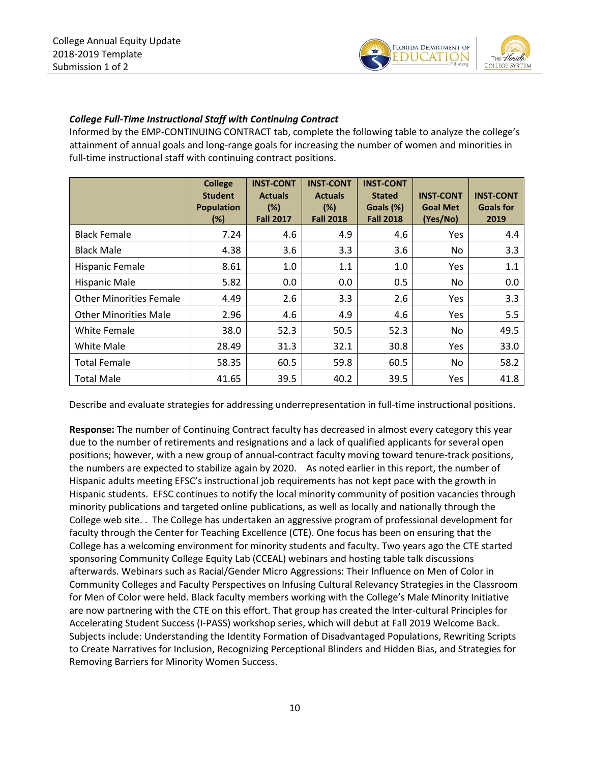***College Full-Time Instructional Staff with Continuing Contract***

Informed by the EMP-CONTINUING CONTRACT tab, complete the following table to analyze the college's attainment of annual goals and long-range goals for increasing the number of women and minorities in full-time instructional staff with continuing contract positions.

| | College Student Population (%) | INST-CONT Actuals (%) Fall 2017 | INST-CONT Actuals (%) Fall 2018 | INST-CONT Stated Goals (%) Fall 2018 | INST-CONT Goal Met (Yes/No) | INST-CONT Goals for 2019 |
|---|---|---|---|---|---|---|
| Black Female | 7.24 | 4.6 | 4.9 | 4.6 | Yes | 4.4 |
| Black Male | 4.38 | 3.6 | 3.3 | 3.6 | No | 3.3 |
| Hispanic Female | 8.61 | 1.0 | 1.1 | 1.0 | Yes | 1.1 |
| Hispanic Male | 5.82 | 0.0 | 0.0 | 0.5 | No | 0.0 |
| Other Minorities Female | 4.49 | 2.6 | 3.3 | 2.6 | Yes | 3.3 |
| Other Minorities Male | 2.96 | 4.6 | 4.9 | 4.6 | Yes | 5.5 |
| White Female | 38.0 | 52.3 | 50.5 | 52.3 | No | 49.5 |
| White Male | 28.49 | 31.3 | 32.1 | 30.8 | Yes | 33.0 |
| Total Female | 58.35 | 60.5 | 59.8 | 60.5 | No | 58.2 |
| Total Male | 41.65 | 39.5 | 40.2 | 39.5 | Yes | 41.8 |

Describe and evaluate strategies for addressing underrepresentation in full-time instructional positions.

**Response:** The number of Continuing Contract faculty has decreased in almost every category this year due to the number of retirements and resignations and a lack of qualified applicants for several open positions; however, with a new group of annual-contract faculty moving toward tenure-track positions, the numbers are expected to stabilize again by 2020. As noted earlier in this report, the number of Hispanic adults meeting EFSC's instructional job requirements has not kept pace with the growth in Hispanic students. EFSC continues to notify the local minority community of position vacancies through minority publications and targeted online publications, as well as locally and nationally through the College web site. . The College has undertaken an aggressive program of professional development for faculty through the Center for Teaching Excellence (CTE). One focus has been on ensuring that the College has a welcoming environment for minority students and faculty. Two years ago the CTE started sponsoring Community College Equity Lab (CCEAL) webinars and hosting table talk discussions afterwards. Webinars such as Racial/Gender Micro Aggressions: Their Influence on Men of Color in Community Colleges and Faculty Perspectives on Infusing Cultural Relevancy Strategies in the Classroom for Men of Color were held. Black faculty members working with the College's Male Minority Initiative are now partnering with the CTE on this effort. That group has created the Inter-cultural Principles for Accelerating Student Success (I-PASS) workshop series, which will debut at Fall 2019 Welcome Back. Subjects include: Understanding the Identity Formation of Disadvantaged Populations, Rewriting Scripts to Create Narratives for Inclusion, Recognizing Perceptional Blinders and Hidden Bias, and Strategies for Removing Barriers for Minority Women Success.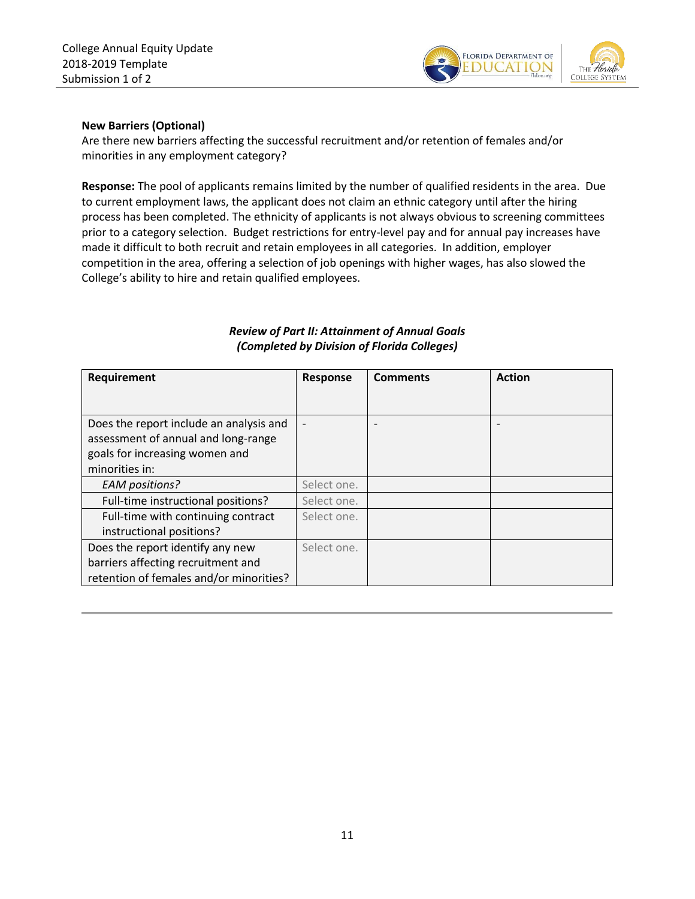**New Barriers (Optional)**

Are there new barriers affecting the successful recruitment and/or retention of females and/or minorities in any employment category?

**Response:** The pool of applicants remains limited by the number of qualified residents in the area. Due to current employment laws, the applicant does not claim an ethnic category until after the hiring process has been completed. The ethnicity of applicants is not always obvious to screening committees prior to a category selection. Budget restrictions for entry-level pay and for annual pay increases have made it difficult to both recruit and retain employees in all categories. In addition, employer competition in the area, offering a selection of job openings with higher wages, has also slowed the College's ability to hire and retain qualified employees.

***Review of Part II: Attainment of Annual Goals***
***(Completed by Division of Florida Colleges)***

| Requirement | Response | Comments | Action |
|---|---|---|---|
| Does the report include an analysis and assessment of annual and long-range goals for increasing women and minorities in: | - | - | - |
| *EAM positions?* | Select one. | | |
| Full-time instructional positions? | Select one. | | |
| Full-time with continuing contract instructional positions? | Select one. | | |
| Does the report identify any new barriers affecting recruitment and retention of females and/or minorities? | Select one. | | |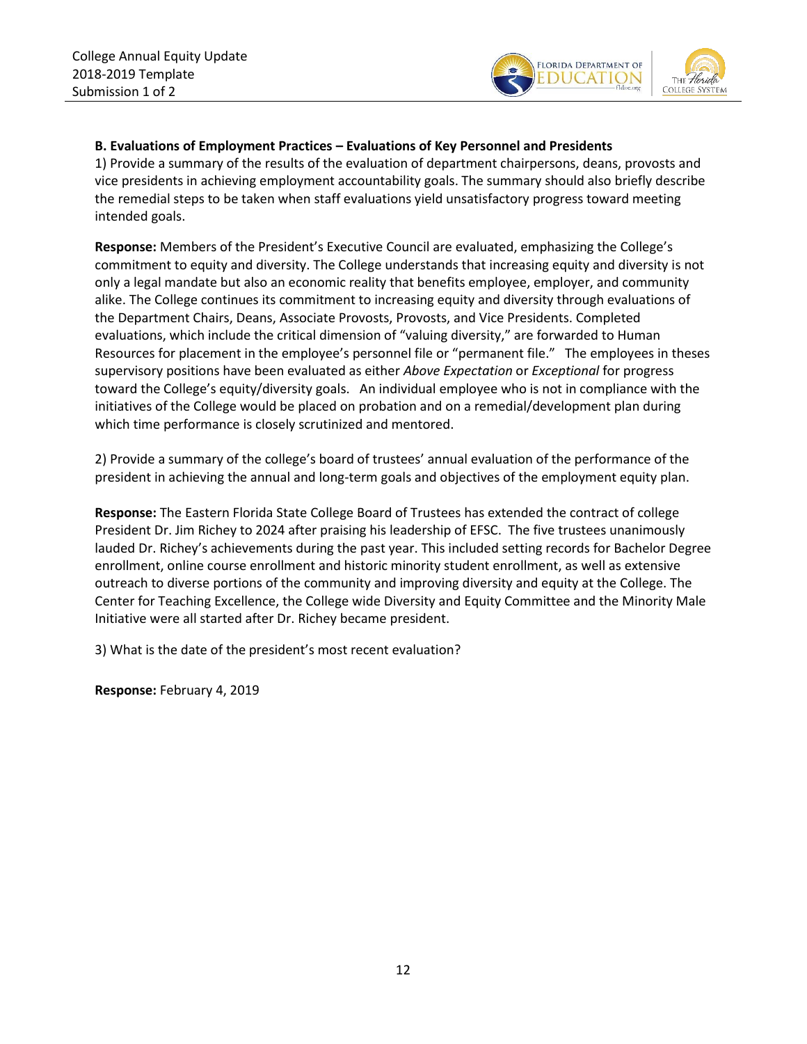**B. Evaluations of Employment Practices – Evaluations of Key Personnel and Presidents**

1) Provide a summary of the results of the evaluation of department chairpersons, deans, provosts and vice presidents in achieving employment accountability goals. The summary should also briefly describe the remedial steps to be taken when staff evaluations yield unsatisfactory progress toward meeting intended goals.

**Response:** Members of the President's Executive Council are evaluated, emphasizing the College's commitment to equity and diversity. The College understands that increasing equity and diversity is not only a legal mandate but also an economic reality that benefits employee, employer, and community alike. The College continues its commitment to increasing equity and diversity through evaluations of the Department Chairs, Deans, Associate Provosts, Provosts, and Vice Presidents. Completed evaluations, which include the critical dimension of "valuing diversity," are forwarded to Human Resources for placement in the employee's personnel file or "permanent file." The employees in theses supervisory positions have been evaluated as either *Above Expectation* or *Exceptional* for progress toward the College's equity/diversity goals. An individual employee who is not in compliance with the initiatives of the College would be placed on probation and on a remedial/development plan during which time performance is closely scrutinized and mentored.

2) Provide a summary of the college's board of trustees' annual evaluation of the performance of the president in achieving the annual and long-term goals and objectives of the employment equity plan.

**Response:** The Eastern Florida State College Board of Trustees has extended the contract of college President Dr. Jim Richey to 2024 after praising his leadership of EFSC. The five trustees unanimously lauded Dr. Richey's achievements during the past year. This included setting records for Bachelor Degree enrollment, online course enrollment and historic minority student enrollment, as well as extensive outreach to diverse portions of the community and improving diversity and equity at the College. The Center for Teaching Excellence, the College wide Diversity and Equity Committee and the Minority Male Initiative were all started after Dr. Richey became president.

3) What is the date of the president's most recent evaluation?

**Response:** February 4, 2019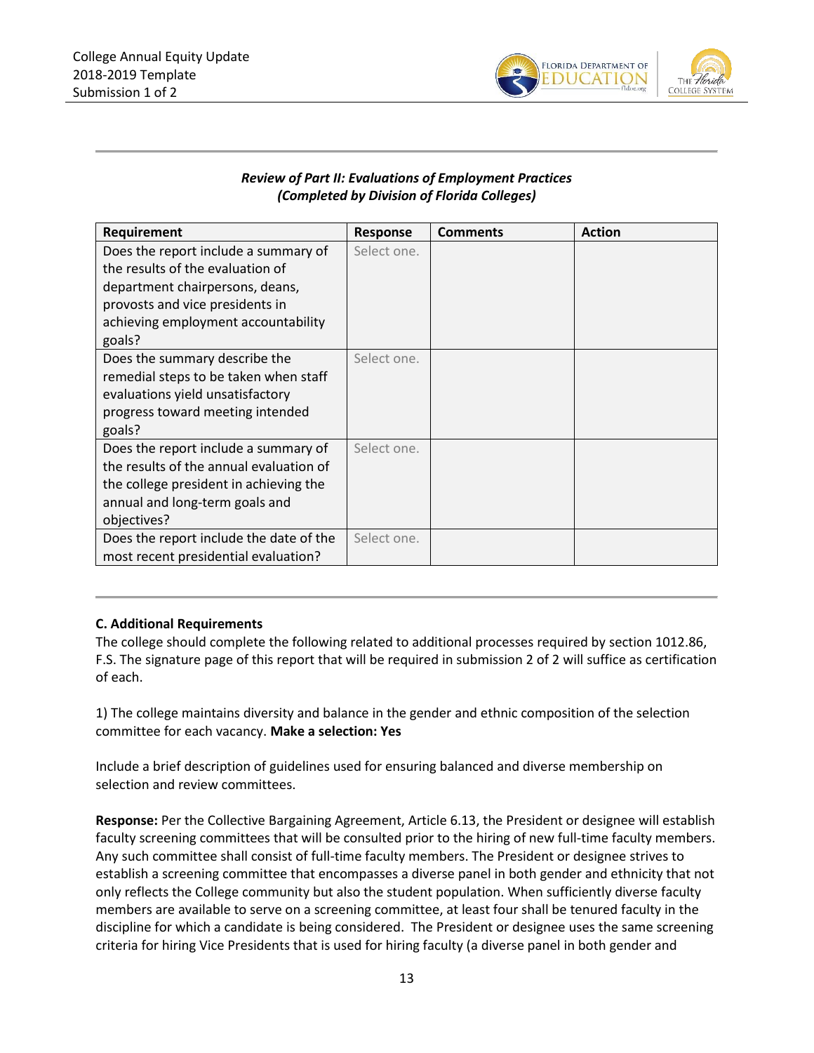***Review of Part II: Evaluations of Employment Practices (Completed by Division of Florida Colleges)***

| Requirement | Response | Comments | Action |
|---|---|---|---|
| Does the report include a summary of the results of the evaluation of department chairpersons, deans, provosts and vice presidents in achieving employment accountability goals? | Select one. | | |
| Does the summary describe the remedial steps to be taken when staff evaluations yield unsatisfactory progress toward meeting intended goals? | Select one. | | |
| Does the report include a summary of the results of the annual evaluation of the college president in achieving the annual and long-term goals and objectives? | Select one. | | |
| Does the report include the date of the most recent presidential evaluation? | Select one. | | |

**C. Additional Requirements**

The college should complete the following related to additional processes required by section 1012.86, F.S. The signature page of this report that will be required in submission 2 of 2 will suffice as certification of each.

1) The college maintains diversity and balance in the gender and ethnic composition of the selection committee for each vacancy. **Make a selection: Yes**

Include a brief description of guidelines used for ensuring balanced and diverse membership on selection and review committees.

**Response:** Per the Collective Bargaining Agreement, Article 6.13, the President or designee will establish faculty screening committees that will be consulted prior to the hiring of new full-time faculty members. Any such committee shall consist of full-time faculty members. The President or designee strives to establish a screening committee that encompasses a diverse panel in both gender and ethnicity that not only reflects the College community but also the student population. When sufficiently diverse faculty members are available to serve on a screening committee, at least four shall be tenured faculty in the discipline for which a candidate is being considered. The President or designee uses the same screening criteria for hiring Vice Presidents that is used for hiring faculty (a diverse panel in both gender and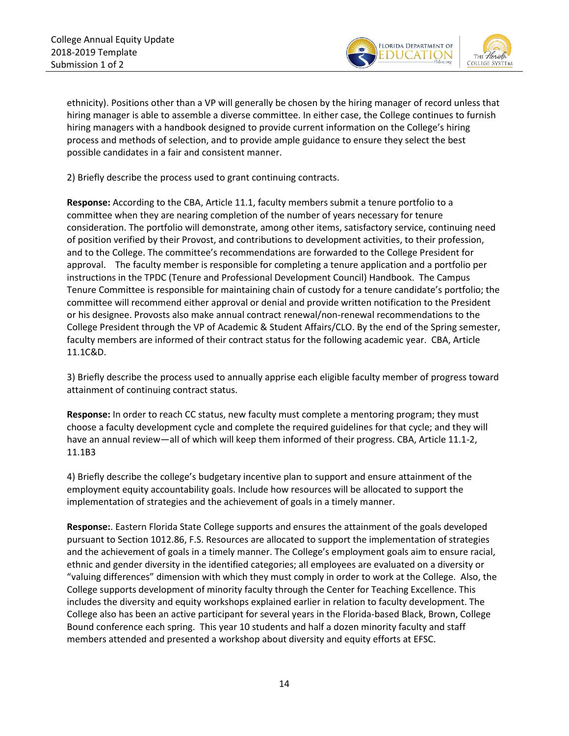ethnicity). Positions other than a VP will generally be chosen by the hiring manager of record unless that hiring manager is able to assemble a diverse committee. In either case, the College continues to furnish hiring managers with a handbook designed to provide current information on the College's hiring process and methods of selection, and to provide ample guidance to ensure they select the best possible candidates in a fair and consistent manner.

2) Briefly describe the process used to grant continuing contracts.

**Response:** According to the CBA, Article 11.1, faculty members submit a tenure portfolio to a committee when they are nearing completion of the number of years necessary for tenure consideration. The portfolio will demonstrate, among other items, satisfactory service, continuing need of position verified by their Provost, and contributions to development activities, to their profession, and to the College. The committee's recommendations are forwarded to the College President for approval. The faculty member is responsible for completing a tenure application and a portfolio per instructions in the TPDC (Tenure and Professional Development Council) Handbook. The Campus Tenure Committee is responsible for maintaining chain of custody for a tenure candidate's portfolio; the committee will recommend either approval or denial and provide written notification to the President or his designee. Provosts also make annual contract renewal/non-renewal recommendations to the College President through the VP of Academic & Student Affairs/CLO. By the end of the Spring semester, faculty members are informed of their contract status for the following academic year. CBA, Article 11.1C&D.

3) Briefly describe the process used to annually apprise each eligible faculty member of progress toward attainment of continuing contract status.

**Response:** In order to reach CC status, new faculty must complete a mentoring program; they must choose a faculty development cycle and complete the required guidelines for that cycle; and they will have an annual review—all of which will keep them informed of their progress. CBA, Article 11.1-2, 11.1B3

4) Briefly describe the college's budgetary incentive plan to support and ensure attainment of the employment equity accountability goals. Include how resources will be allocated to support the implementation of strategies and the achievement of goals in a timely manner.

**Response:**. Eastern Florida State College supports and ensures the attainment of the goals developed pursuant to Section 1012.86, F.S. Resources are allocated to support the implementation of strategies and the achievement of goals in a timely manner. The College's employment goals aim to ensure racial, ethnic and gender diversity in the identified categories; all employees are evaluated on a diversity or "valuing differences" dimension with which they must comply in order to work at the College. Also, the College supports development of minority faculty through the Center for Teaching Excellence. This includes the diversity and equity workshops explained earlier in relation to faculty development. The College also has been an active participant for several years in the Florida-based Black, Brown, College Bound conference each spring. This year 10 students and half a dozen minority faculty and staff members attended and presented a workshop about diversity and equity efforts at EFSC.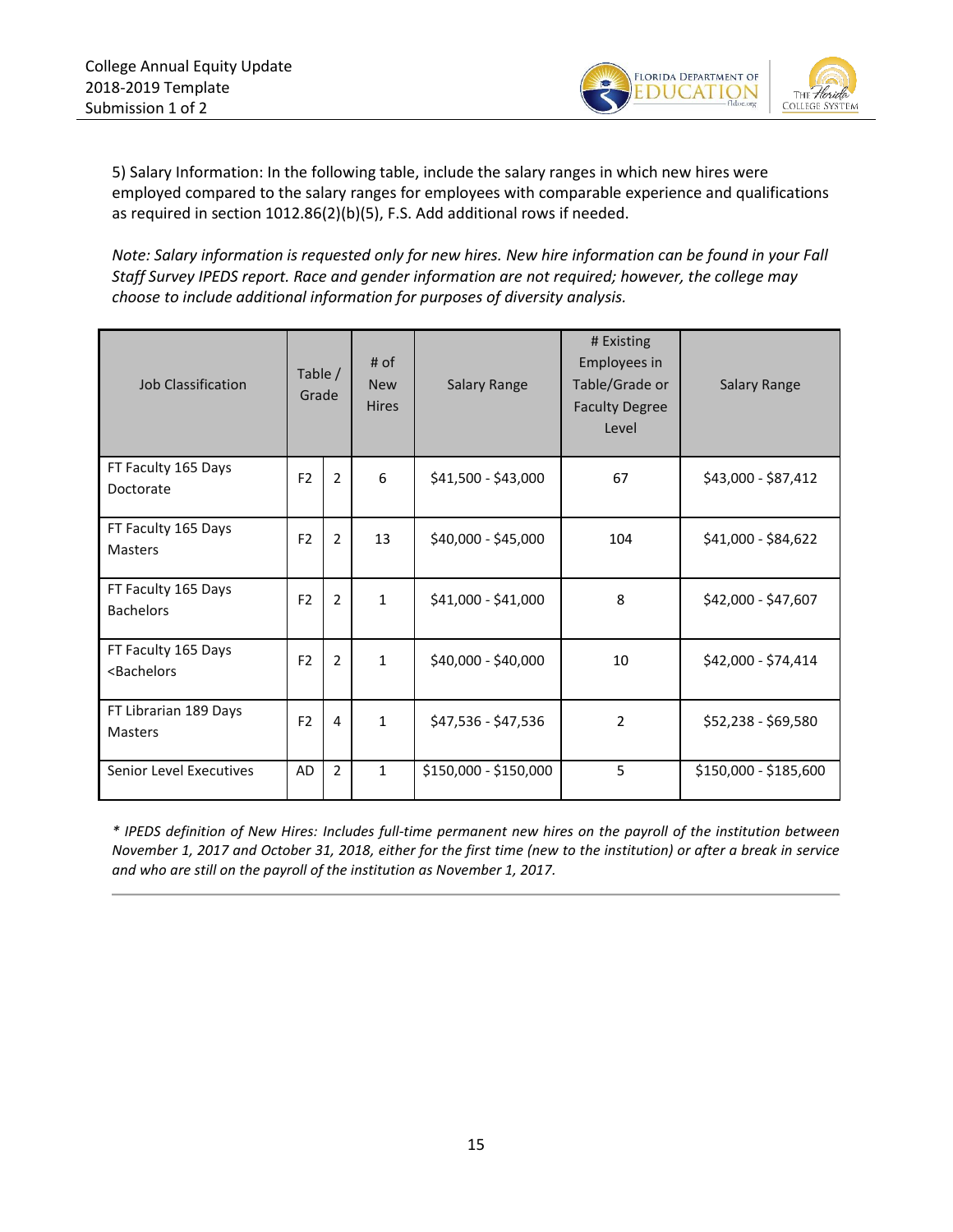5) Salary Information: In the following table, include the salary ranges in which new hires were employed compared to the salary ranges for employees with comparable experience and qualifications as required in section 1012.86(2)(b)(5), F.S. Add additional rows if needed.

*Note: Salary information is requested only for new hires. New hire information can be found in your Fall Staff Survey IPEDS report. Race and gender information are not required; however, the college may choose to include additional information for purposes of diversity analysis.*

| Job Classification | Table / Grade | | # of New Hires | Salary Range | # Existing Employees in Table/Grade or Faculty Degree Level | Salary Range |
|---|---|---|---|---|---|---|
| FT Faculty 165 Days Doctorate | F2 | 2 | 6 | $41,500 - $43,000 | 67 | $43,000 - $87,412 |
| FT Faculty 165 Days Masters | F2 | 2 | 13 | $40,000 - $45,000 | 104 | $41,000 - $84,622 |
| FT Faculty 165 Days Bachelors | F2 | 2 | 1 | $41,000 - $41,000 | 8 | $42,000 - $47,607 |
| FT Faculty 165 Days <Bachelors | F2 | 2 | 1 | $40,000 - $40,000 | 10 | $42,000 - $74,414 |
| FT Librarian 189 Days Masters | F2 | 4 | 1 | $47,536 - $47,536 | 2 | $52,238 - $69,580 |
| Senior Level Executives | AD | 2 | 1 | $150,000 - $150,000 | 5 | $150,000 - $185,600 |

*\* IPEDS definition of New Hires: Includes full-time permanent new hires on the payroll of the institution between November 1, 2017 and October 31, 2018, either for the first time (new to the institution) or after a break in service and who are still on the payroll of the institution as November 1, 2017.*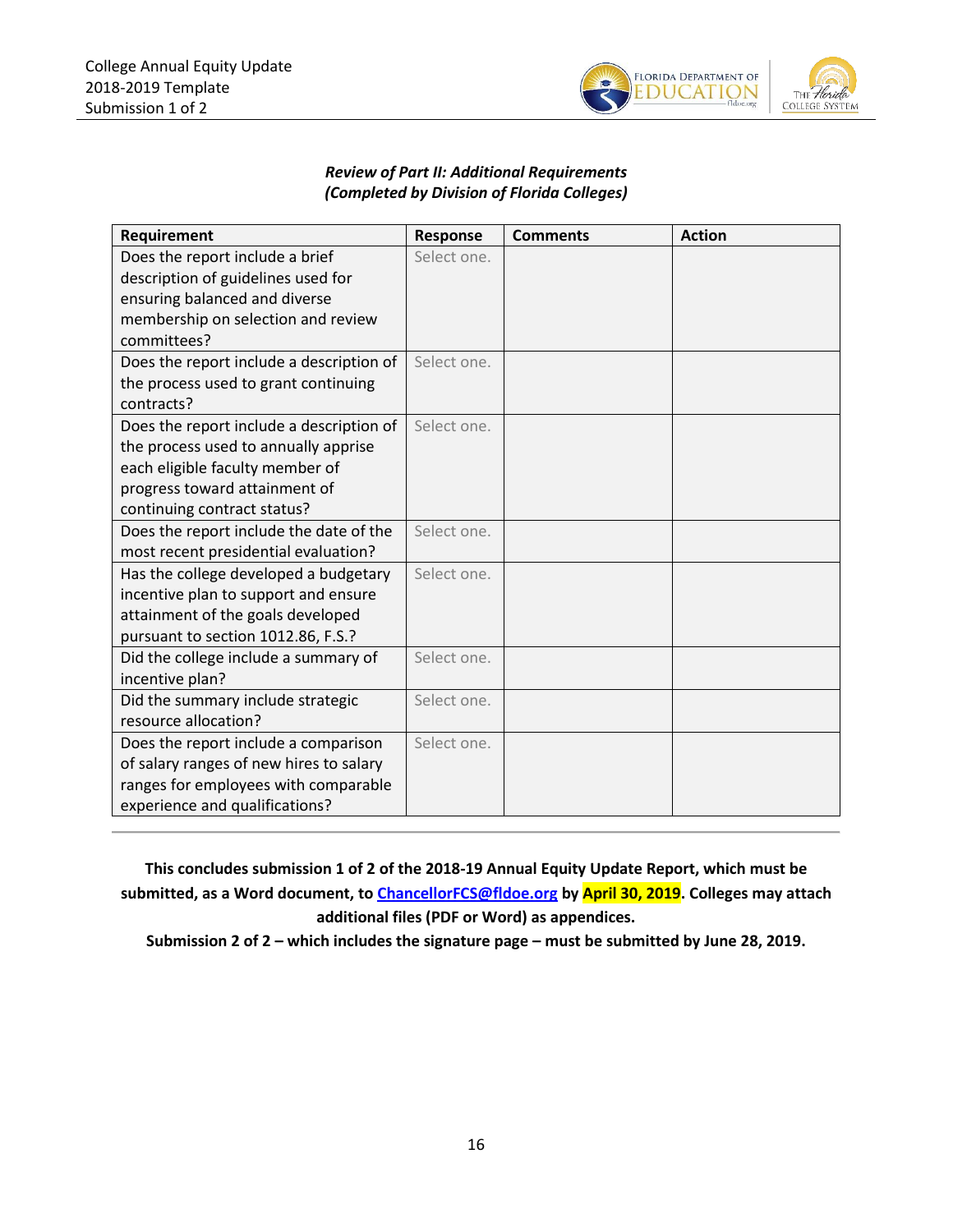***Review of Part II: Additional Requirements***
***(Completed by Division of Florida Colleges)***

| Requirement | Response | Comments | Action |
|---|---|---|---|
| Does the report include a brief description of guidelines used for ensuring balanced and diverse membership on selection and review committees? | Select one. | | |
| Does the report include a description of the process used to grant continuing contracts? | Select one. | | |
| Does the report include a description of the process used to annually apprise each eligible faculty member of progress toward attainment of continuing contract status? | Select one. | | |
| Does the report include the date of the most recent presidential evaluation? | Select one. | | |
| Has the college developed a budgetary incentive plan to support and ensure attainment of the goals developed pursuant to section 1012.86, F.S.? | Select one. | | |
| Did the college include a summary of incentive plan? | Select one. | | |
| Did the summary include strategic resource allocation? | Select one. | | |
| Does the report include a comparison of salary ranges of new hires to salary ranges for employees with comparable experience and qualifications? | Select one. | | |

**This concludes submission 1 of 2 of the 2018-19 Annual Equity Update Report, which must be submitted, as a Word document, to ChancellorFCS@fldoe.org by April 30, 2019. Colleges may attach additional files (PDF or Word) as appendices.**

**Submission 2 of 2 – which includes the signature page – must be submitted by June 28, 2019.**